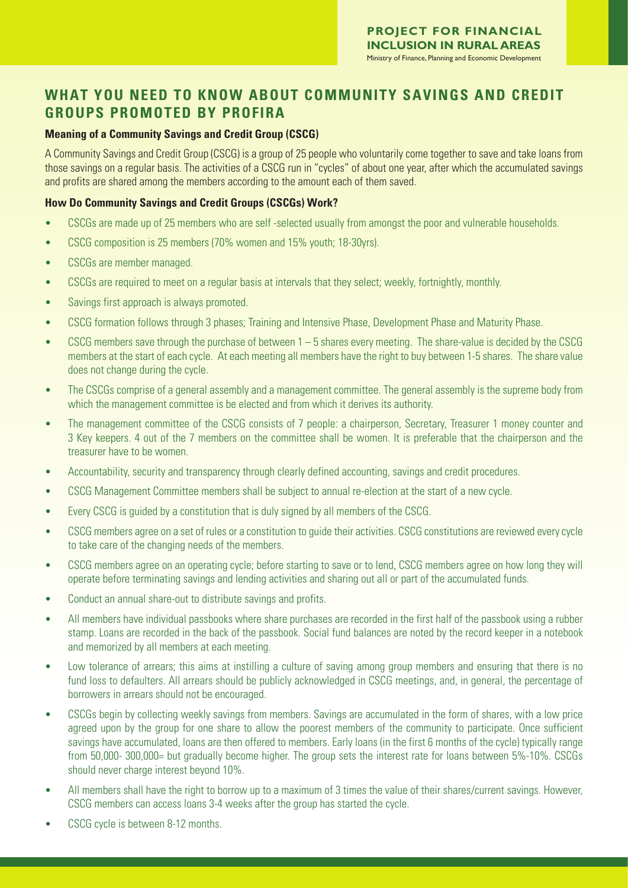**PROJECT FOR FINANCIAL INCLUSION IN RURAL AREAS**
Ministry of Finance, Planning and Economic Development

# WHAT YOU NEED TO KNOW ABOUT COMMUNITY SAVINGS AND CREDIT GROUPS PROMOTED BY PROFIRA

### Meaning of a Community Savings and Credit Group (CSCG)

A Community Savings and Credit Group (CSCG) is a group of 25 people who voluntarily come together to save and take loans from those savings on a regular basis. The activities of a CSCG run in "cycles" of about one year, after which the accumulated savings and profits are shared among the members according to the amount each of them saved.

### How Do Community Savings and Credit Groups (CSCGs) Work?

- CSCGs are made up of 25 members who are self -selected usually from amongst the poor and vulnerable households.
- CSCG composition is 25 members (70% women and 15% youth; 18-30yrs).
- CSCGs are member managed.
- CSCGs are required to meet on a regular basis at intervals that they select; weekly, fortnightly, monthly.
- Savings first approach is always promoted.
- CSCG formation follows through 3 phases; Training and Intensive Phase, Development Phase and Maturity Phase.
- CSCG members save through the purchase of between 1 – 5 shares every meeting. The share-value is decided by the CSCG members at the start of each cycle. At each meeting all members have the right to buy between 1-5 shares. The share value does not change during the cycle.
- The CSCGs comprise of a general assembly and a management committee. The general assembly is the supreme body from which the management committee is be elected and from which it derives its authority.
- The management committee of the CSCG consists of 7 people: a chairperson, Secretary, Treasurer 1 money counter and 3 Key keepers. 4 out of the 7 members on the committee shall be women. It is preferable that the chairperson and the treasurer have to be women.
- Accountability, security and transparency through clearly defined accounting, savings and credit procedures.
- CSCG Management Committee members shall be subject to annual re-election at the start of a new cycle.
- Every CSCG is guided by a constitution that is duly signed by all members of the CSCG.
- CSCG members agree on a set of rules or a constitution to guide their activities. CSCG constitutions are reviewed every cycle to take care of the changing needs of the members.
- CSCG members agree on an operating cycle; before starting to save or to lend, CSCG members agree on how long they will operate before terminating savings and lending activities and sharing out all or part of the accumulated funds.
- Conduct an annual share-out to distribute savings and profits.
- All members have individual passbooks where share purchases are recorded in the first half of the passbook using a rubber stamp. Loans are recorded in the back of the passbook. Social fund balances are noted by the record keeper in a notebook and memorized by all members at each meeting.
- Low tolerance of arrears; this aims at instilling a culture of saving among group members and ensuring that there is no fund loss to defaulters. All arrears should be publicly acknowledged in CSCG meetings, and, in general, the percentage of borrowers in arrears should not be encouraged.
- CSCGs begin by collecting weekly savings from members. Savings are accumulated in the form of shares, with a low price agreed upon by the group for one share to allow the poorest members of the community to participate. Once sufficient savings have accumulated, loans are then offered to members. Early loans (in the first 6 months of the cycle) typically range from 50,000- 300,000= but gradually become higher. The group sets the interest rate for loans between 5%-10%. CSCGs should never charge interest beyond 10%.
- All members shall have the right to borrow up to a maximum of 3 times the value of their shares/current savings. However, CSCG members can access loans 3-4 weeks after the group has started the cycle.
- CSCG cycle is between 8-12 months.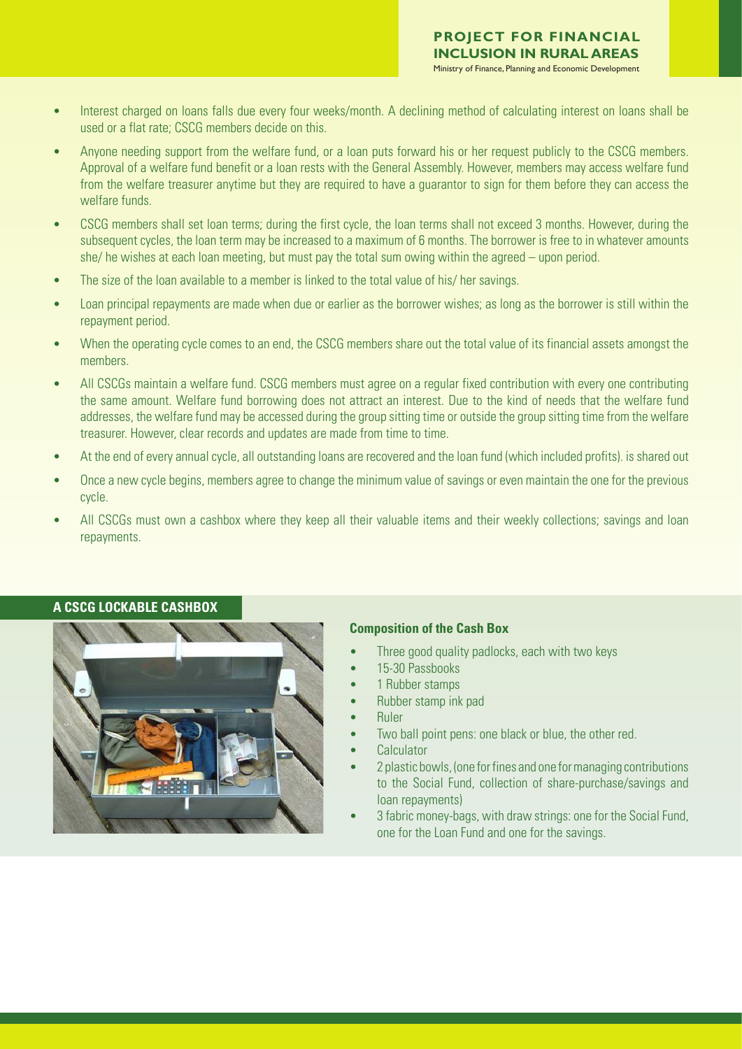- Interest charged on loans falls due every four weeks/month. A declining method of calculating interest on loans shall be used or a flat rate; CSCG members decide on this.
- Anyone needing support from the welfare fund, or a loan puts forward his or her request publicly to the CSCG members. Approval of a welfare fund benefit or a loan rests with the General Assembly. However, members may access welfare fund from the welfare treasurer anytime but they are required to have a guarantor to sign for them before they can access the welfare funds.
- CSCG members shall set loan terms; during the first cycle, the loan terms shall not exceed 3 months. However, during the subsequent cycles, the loan term may be increased to a maximum of 6 months. The borrower is free to in whatever amounts she/ he wishes at each loan meeting, but must pay the total sum owing within the agreed – upon period.
- The size of the loan available to a member is linked to the total value of his/ her savings.
- Loan principal repayments are made when due or earlier as the borrower wishes; as long as the borrower is still within the repayment period.
- When the operating cycle comes to an end, the CSCG members share out the total value of its financial assets amongst the members.
- All CSCGs maintain a welfare fund. CSCG members must agree on a regular fixed contribution with every one contributing the same amount. Welfare fund borrowing does not attract an interest. Due to the kind of needs that the welfare fund addresses, the welfare fund may be accessed during the group sitting time or outside the group sitting time from the welfare treasurer. However, clear records and updates are made from time to time.
- At the end of every annual cycle, all outstanding loans are recovered and the loan fund (which included profits). is shared out
- Once a new cycle begins, members agree to change the minimum value of savings or even maintain the one for the previous cycle.
- All CSCGs must own a cashbox where they keep all their valuable items and their weekly collections; savings and loan repayments.

## A CSCG LOCKABLE CASHBOX

### Composition of the Cash Box

- Three good quality padlocks, each with two keys
- 15-30 Passbooks
- 1 Rubber stamps
- Rubber stamp ink pad
- Ruler
- Two ball point pens: one black or blue, the other red.
- Calculator
- 2 plastic bowls, (one for fines and one for managing contributions to the Social Fund, collection of share-purchase/savings and loan repayments)
- 3 fabric money-bags, with draw strings: one for the Social Fund, one for the Loan Fund and one for the savings.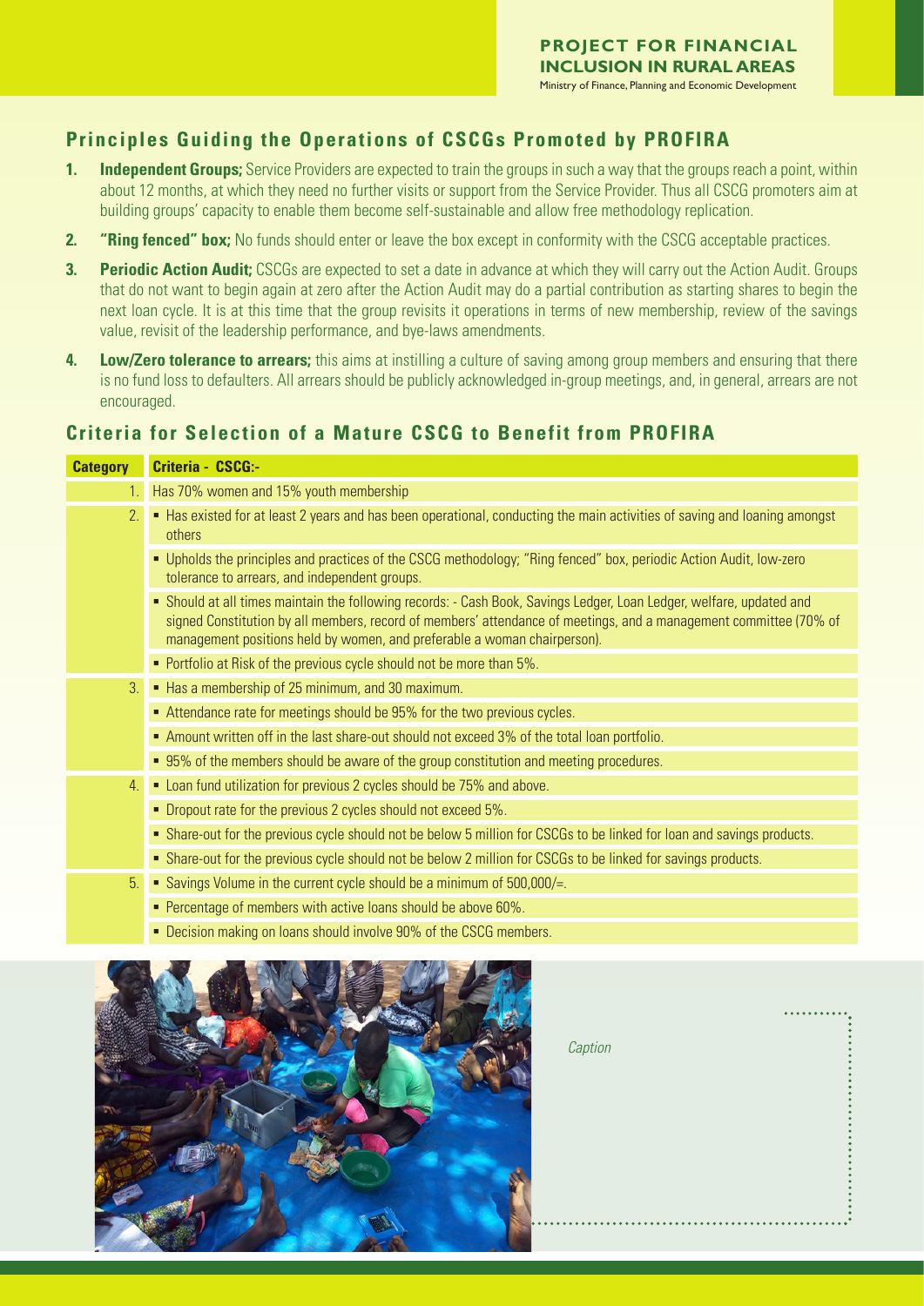## Principles Guiding the Operations of CSCGs Promoted by PROFIRA

1. **Independent Groups;** Service Providers are expected to train the groups in such a way that the groups reach a point, within about 12 months, at which they need no further visits or support from the Service Provider. Thus all CSCG promoters aim at building groups' capacity to enable them become self-sustainable and allow free methodology replication.
2. **"Ring fenced" box;** No funds should enter or leave the box except in conformity with the CSCG acceptable practices.
3. **Periodic Action Audit;** CSCGs are expected to set a date in advance at which they will carry out the Action Audit. Groups that do not want to begin again at zero after the Action Audit may do a partial contribution as starting shares to begin the next loan cycle. It is at this time that the group revisits it operations in terms of new membership, review of the savings value, revisit of the leadership performance, and bye-laws amendments.
4. **Low/Zero tolerance to arrears;** this aims at instilling a culture of saving among group members and ensuring that there is no fund loss to defaulters. All arrears should be publicly acknowledged in-group meetings, and, in general, arrears are not encouraged.

## Criteria for Selection of a Mature CSCG to Benefit from PROFIRA

| Category | Criteria - CSCG:- |
|---|---|
| 1. | Has 70% women and 15% youth membership |
| 2. | ▪ Has existed for at least 2 years and has been operational, conducting the main activities of saving and loaning amongst others |
| | ▪ Upholds the principles and practices of the CSCG methodology; "Ring fenced" box, periodic Action Audit, low-zero tolerance to arrears, and independent groups. |
| | ▪ Should at all times maintain the following records: - Cash Book, Savings Ledger, Loan Ledger, welfare, updated and signed Constitution by all members, record of members' attendance of meetings, and a management committee (70% of management positions held by women, and preferable a woman chairperson). |
| | ▪ Portfolio at Risk of the previous cycle should not be more than 5%. |
| 3. | ▪ Has a membership of 25 minimum, and 30 maximum. |
| | ▪ Attendance rate for meetings should be 95% for the two previous cycles. |
| | ▪ Amount written off in the last share-out should not exceed 3% of the total loan portfolio. |
| | ▪ 95% of the members should be aware of the group constitution and meeting procedures. |
| 4. | ▪ Loan fund utilization for previous 2 cycles should be 75% and above. |
| | ▪ Dropout rate for the previous 2 cycles should not exceed 5%. |
| | ▪ Share-out for the previous cycle should not be below 5 million for CSCGs to be linked for loan and savings products. |
| | ▪ Share-out for the previous cycle should not be below 2 million for CSCGs to be linked for savings products. |
| 5. | ▪ Savings Volume in the current cycle should be a minimum of 500,000/=. |
| | ▪ Percentage of members with active loans should be above 60%. |
| | ▪ Decision making on loans should involve 90% of the CSCG members. |

*Caption*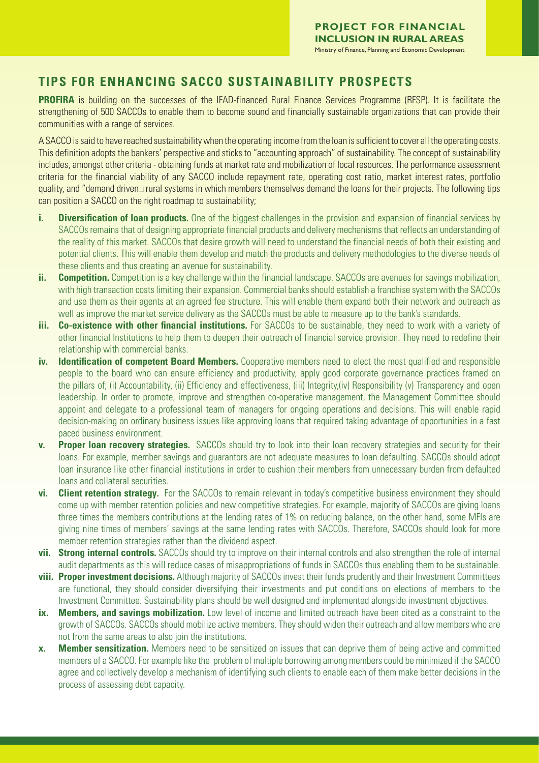## TIPS FOR ENHANCING SACCO SUSTAINABILITY PROSPECTS

**PROFIRA** is building on the successes of the IFAD-financed Rural Finance Services Programme (RFSP). It is facilitate the strengthening of 500 SACCOs to enable them to become sound and financially sustainable organizations that can provide their communities with a range of services.

A SACCO is said to have reached sustainability when the operating income from the loan is sufficient to cover all the operating costs. This definition adopts the bankers' perspective and sticks to "accounting approach" of sustainability. The concept of sustainability includes, amongst other criteria - obtaining funds at market rate and mobilization of local resources. The performance assessment criteria for the financial viability of any SACCO include repayment rate, operating cost ratio, market interest rates, portfolio quality, and "demand driven rural systems in which members themselves demand the loans for their projects. The following tips can position a SACCO on the right roadmap to sustainability;

- **i. Diversification of loan products.** One of the biggest challenges in the provision and expansion of financial services by SACCOs remains that of designing appropriate financial products and delivery mechanisms that reflects an understanding of the reality of this market. SACCOs that desire growth will need to understand the financial needs of both their existing and potential clients. This will enable them develop and match the products and delivery methodologies to the diverse needs of these clients and thus creating an avenue for sustainability.
- **ii. Competition.** Competition is a key challenge within the financial landscape. SACCOs are avenues for savings mobilization, with high transaction costs limiting their expansion. Commercial banks should establish a franchise system with the SACCOs and use them as their agents at an agreed fee structure. This will enable them expand both their network and outreach as well as improve the market service delivery as the SACCOs must be able to measure up to the bank's standards.
- **iii. Co-existence with other financial institutions.** For SACCOs to be sustainable, they need to work with a variety of other financial Institutions to help them to deepen their outreach of financial service provision. They need to redefine their relationship with commercial banks.
- **iv. Identification of competent Board Members.** Cooperative members need to elect the most qualified and responsible people to the board who can ensure efficiency and productivity, apply good corporate governance practices framed on the pillars of; (i) Accountability, (ii) Efficiency and effectiveness, (iii) Integrity,(iv) Responsibility (v) Transparency and open leadership. In order to promote, improve and strengthen co-operative management, the Management Committee should appoint and delegate to a professional team of managers for ongoing operations and decisions. This will enable rapid decision-making on ordinary business issues like approving loans that required taking advantage of opportunities in a fast paced business environment.
- **v. Proper loan recovery strategies.** SACCOs should try to look into their loan recovery strategies and security for their loans. For example, member savings and guarantors are not adequate measures to loan defaulting. SACCOs should adopt loan insurance like other financial institutions in order to cushion their members from unnecessary burden from defaulted loans and collateral securities.
- **vi. Client retention strategy.** For the SACCOs to remain relevant in today's competitive business environment they should come up with member retention policies and new competitive strategies. For example, majority of SACCOs are giving loans three times the members contributions at the lending rates of 1% on reducing balance, on the other hand, some MFIs are giving nine times of members' savings at the same lending rates with SACCOs. Therefore, SACCOs should look for more member retention strategies rather than the dividend aspect.
- **vii. Strong internal controls.** SACCOs should try to improve on their internal controls and also strengthen the role of internal audit departments as this will reduce cases of misappropriations of funds in SACCOs thus enabling them to be sustainable.
- **viii. Proper investment decisions.** Although majority of SACCOs invest their funds prudently and their Investment Committees are functional, they should consider diversifying their investments and put conditions on elections of members to the Investment Committee. Sustainability plans should be well designed and implemented alongside investment objectives.
- **ix. Members, and savings mobilization.** Low level of income and limited outreach have been cited as a constraint to the growth of SACCOs. SACCOs should mobilize active members. They should widen their outreach and allow members who are not from the same areas to also join the institutions.
- **x. Member sensitization.** Members need to be sensitized on issues that can deprive them of being active and committed members of a SACCO. For example like the problem of multiple borrowing among members could be minimized if the SACCO agree and collectively develop a mechanism of identifying such clients to enable each of them make better decisions in the process of assessing debt capacity.